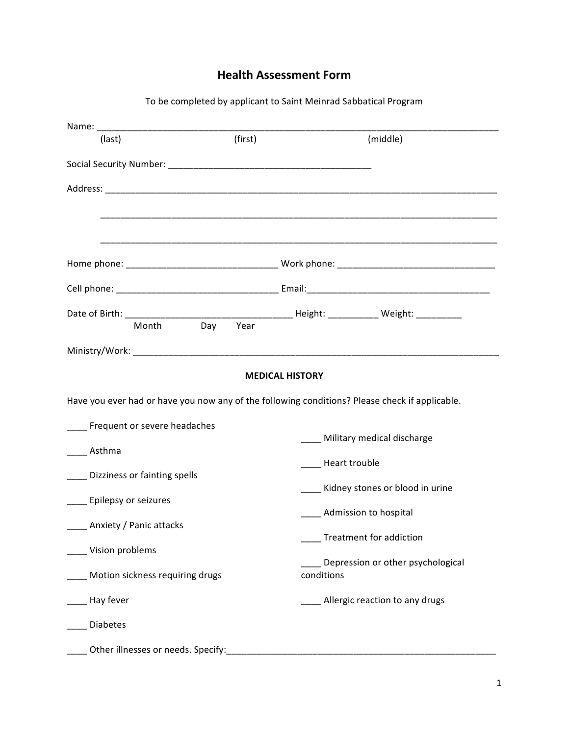# Health Assessment Form

To be completed by applicant to Saint Meinrad Sabbatical Program

Name: ______________________________________________________________________________
(last) (first) (middle)

Social Security Number: ______________________________________

Address: ____________________________________________________________________________

____________________________________________________________________________

____________________________________________________________________________

Home phone: ____________________________ Work phone: _____________________________

Cell phone: _____________________________ Email:__________________________________

Date of Birth: ______________________________ Height: __________ Weight: _________
Month Day Year

Ministry/Work: _______________________________________________________________________

## MEDICAL HISTORY

Have you ever had or have you now any of the following conditions? Please check if applicable.

____ Frequent or severe headaches

____ Asthma

____ Dizziness or fainting spells

____ Epilepsy or seizures

____ Anxiety / Panic attacks

____ Vision problems

____ Motion sickness requiring drugs

____ Hay fever

____ Diabetes

____ Military medical discharge

____ Heart trouble

____ Kidney stones or blood in urine

____ Admission to hospital

____ Treatment for addiction

____ Depression or other psychological conditions

____ Allergic reaction to any drugs

____ Other illnesses or needs. Specify:_______________________________________________________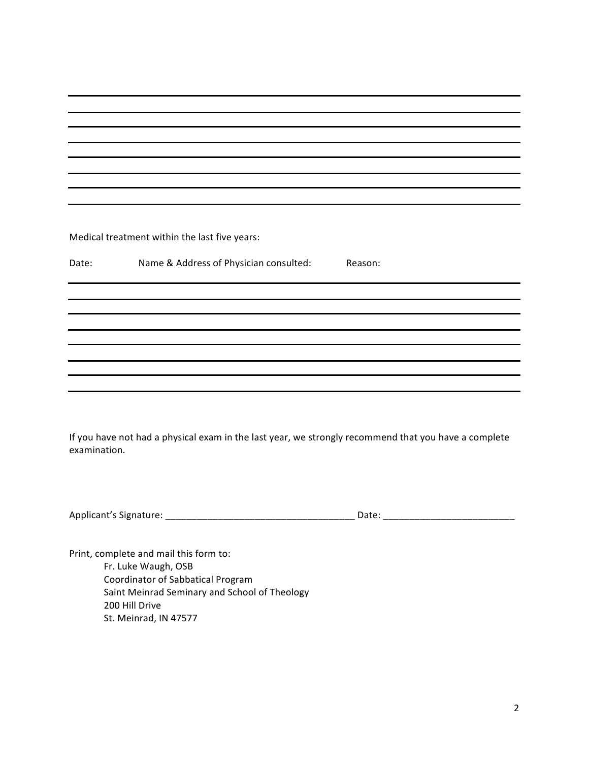Medical treatment within the last five years:

Date: Name & Address of Physician consulted: Reason:

If you have not had a physical exam in the last year, we strongly recommend that you have a complete examination.

Applicant's Signature: ____________________________________ Date: _________________________

Print, complete and mail this form to:

Fr. Luke Waugh, OSB
Coordinator of Sabbatical Program
Saint Meinrad Seminary and School of Theology
200 Hill Drive
St. Meinrad, IN 47577